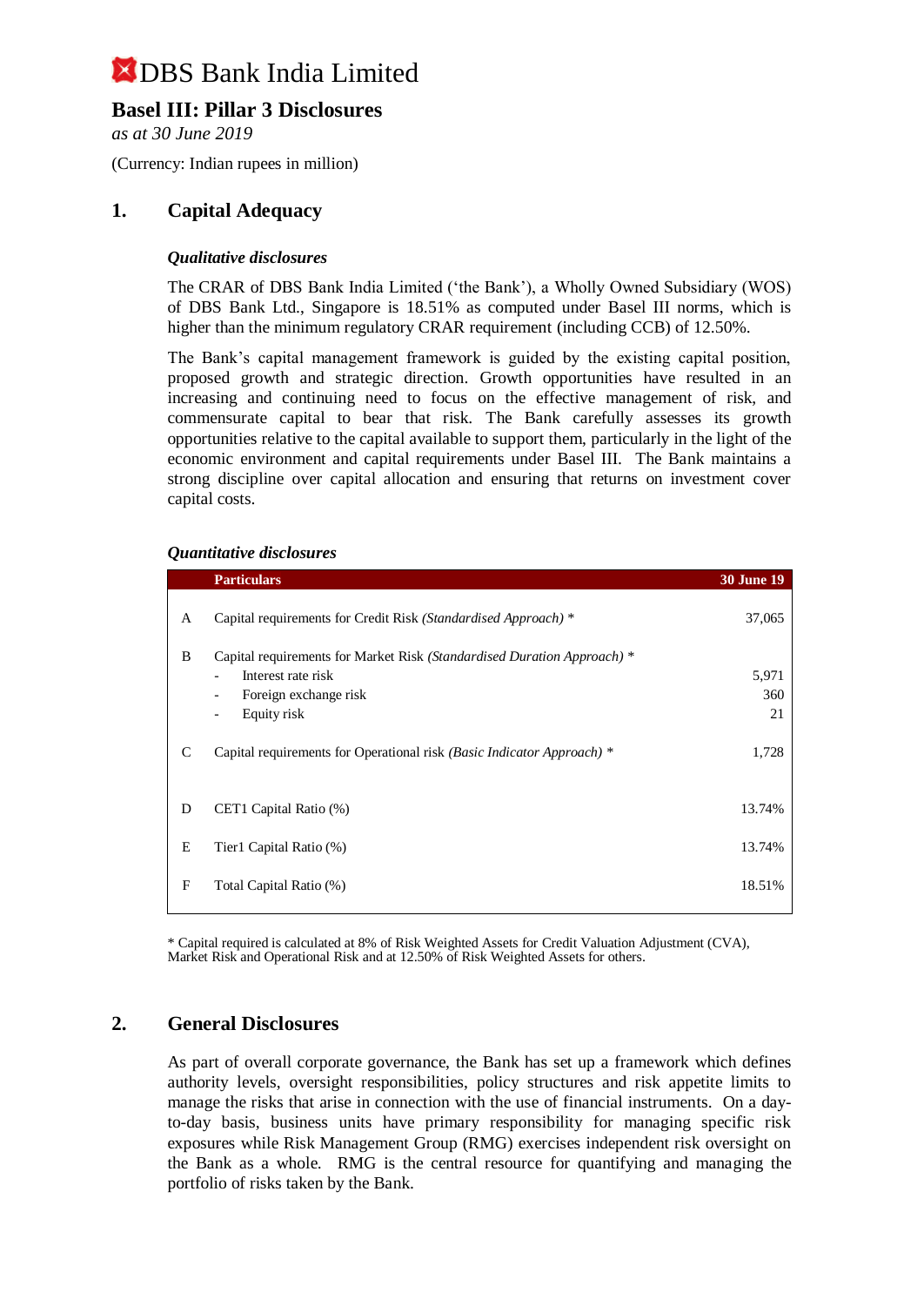# DBS Bank India Limited

## Basel III: Pillar 3 Disclosures

*as at 30 June 2019*

(Currency: Indian rupees in million)

## 1. Capital Adequacy

### *Qualitative disclosures*

The CRAR of DBS Bank India Limited ('the Bank'), a Wholly Owned Subsidiary (WOS) of DBS Bank Ltd., Singapore is 18.51% as computed under Basel III norms, which is higher than the minimum regulatory CRAR requirement (including CCB) of 12.50%.

The Bank's capital management framework is guided by the existing capital position, proposed growth and strategic direction. Growth opportunities have resulted in an increasing and continuing need to focus on the effective management of risk, and commensurate capital to bear that risk. The Bank carefully assesses its growth opportunities relative to the capital available to support them, particularly in the light of the economic environment and capital requirements under Basel III. The Bank maintains a strong discipline over capital allocation and ensuring that returns on investment cover capital costs.

### *Quantitative disclosures*

| | Particulars | 30 June 19 |
|---|---|---|
| A | Capital requirements for Credit Risk *(Standardised Approach)* * | 37,065 |
| B | Capital requirements for Market Risk *(Standardised Duration Approach)* * | |
| | - Interest rate risk | 5,971 |
| | - Foreign exchange risk | 360 |
| | - Equity risk | 21 |
| C | Capital requirements for Operational risk *(Basic Indicator Approach)* * | 1,728 |
| D | CET1 Capital Ratio (%) | 13.74% |
| E | Tier1 Capital Ratio (%) | 13.74% |
| F | Total Capital Ratio (%) | 18.51% |

* Capital required is calculated at 8% of Risk Weighted Assets for Credit Valuation Adjustment (CVA), Market Risk and Operational Risk and at 12.50% of Risk Weighted Assets for others.

## 2. General Disclosures

As part of overall corporate governance, the Bank has set up a framework which defines authority levels, oversight responsibilities, policy structures and risk appetite limits to manage the risks that arise in connection with the use of financial instruments. On a day-to-day basis, business units have primary responsibility for managing specific risk exposures while Risk Management Group (RMG) exercises independent risk oversight on the Bank as a whole. RMG is the central resource for quantifying and managing the portfolio of risks taken by the Bank.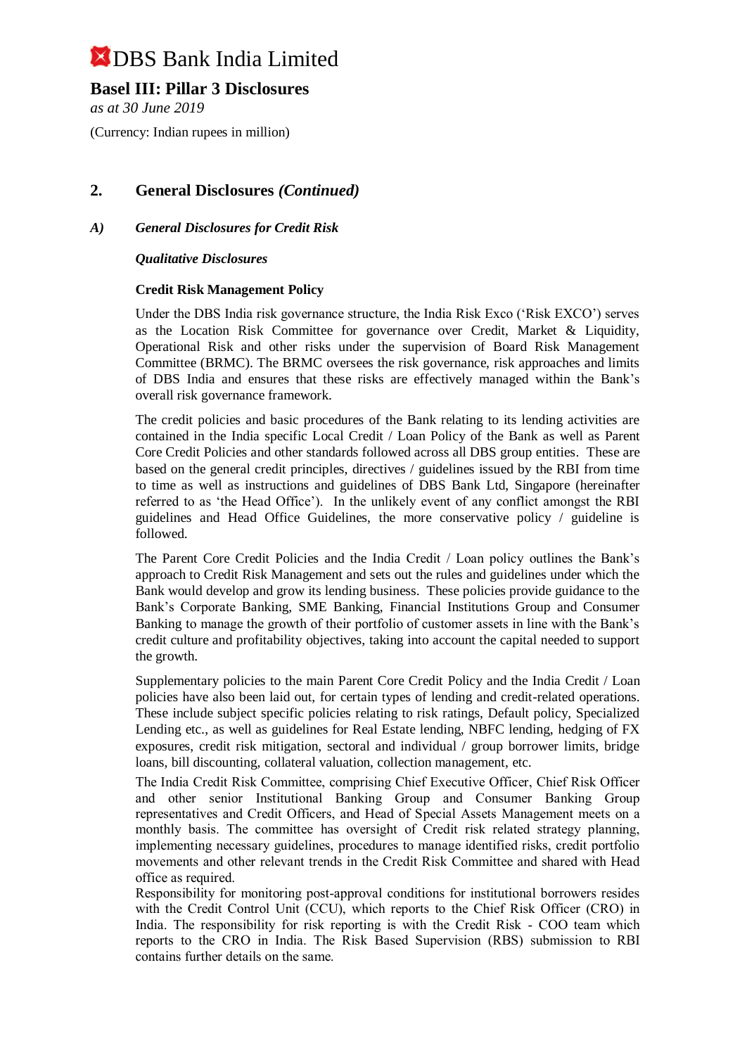## 2. General Disclosures *(Continued)*

### *A) General Disclosures for Credit Risk*

***Qualitative Disclosures***

**Credit Risk Management Policy**

Under the DBS India risk governance structure, the India Risk Exco ('Risk EXCO') serves as the Location Risk Committee for governance over Credit, Market & Liquidity, Operational Risk and other risks under the supervision of Board Risk Management Committee (BRMC). The BRMC oversees the risk governance, risk approaches and limits of DBS India and ensures that these risks are effectively managed within the Bank's overall risk governance framework.

The credit policies and basic procedures of the Bank relating to its lending activities are contained in the India specific Local Credit / Loan Policy of the Bank as well as Parent Core Credit Policies and other standards followed across all DBS group entities. These are based on the general credit principles, directives / guidelines issued by the RBI from time to time as well as instructions and guidelines of DBS Bank Ltd, Singapore (hereinafter referred to as 'the Head Office'). In the unlikely event of any conflict amongst the RBI guidelines and Head Office Guidelines, the more conservative policy / guideline is followed.

The Parent Core Credit Policies and the India Credit / Loan policy outlines the Bank's approach to Credit Risk Management and sets out the rules and guidelines under which the Bank would develop and grow its lending business. These policies provide guidance to the Bank's Corporate Banking, SME Banking, Financial Institutions Group and Consumer Banking to manage the growth of their portfolio of customer assets in line with the Bank's credit culture and profitability objectives, taking into account the capital needed to support the growth.

Supplementary policies to the main Parent Core Credit Policy and the India Credit / Loan policies have also been laid out, for certain types of lending and credit-related operations. These include subject specific policies relating to risk ratings, Default policy, Specialized Lending etc., as well as guidelines for Real Estate lending, NBFC lending, hedging of FX exposures, credit risk mitigation, sectoral and individual / group borrower limits, bridge loans, bill discounting, collateral valuation, collection management, etc.

The India Credit Risk Committee, comprising Chief Executive Officer, Chief Risk Officer and other senior Institutional Banking Group and Consumer Banking Group representatives and Credit Officers, and Head of Special Assets Management meets on a monthly basis. The committee has oversight of Credit risk related strategy planning, implementing necessary guidelines, procedures to manage identified risks, credit portfolio movements and other relevant trends in the Credit Risk Committee and shared with Head office as required.

Responsibility for monitoring post-approval conditions for institutional borrowers resides with the Credit Control Unit (CCU), which reports to the Chief Risk Officer (CRO) in India. The responsibility for risk reporting is with the Credit Risk - COO team which reports to the CRO in India. The Risk Based Supervision (RBS) submission to RBI contains further details on the same.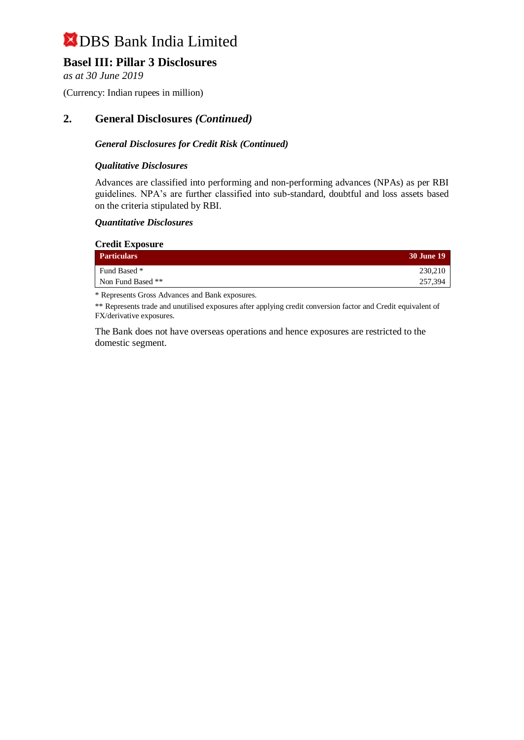# DBS Bank India Limited

## Basel III: Pillar 3 Disclosures

*as at 30 June 2019*

(Currency: Indian rupees in million)

## 2. General Disclosures *(Continued)*

### *General Disclosures for Credit Risk (Continued)*

#### *Qualitative Disclosures*

Advances are classified into performing and non-performing advances (NPAs) as per RBI guidelines. NPA's are further classified into sub-standard, doubtful and loss assets based on the criteria stipulated by RBI.

#### *Quantitative Disclosures*

**Credit Exposure**

| Particulars | 30 June 19 |
|---|---|
| Fund Based * | 230,210 |
| Non Fund Based ** | 257,394 |

* Represents Gross Advances and Bank exposures.

** Represents trade and unutilised exposures after applying credit conversion factor and Credit equivalent of FX/derivative exposures.

The Bank does not have overseas operations and hence exposures are restricted to the domestic segment.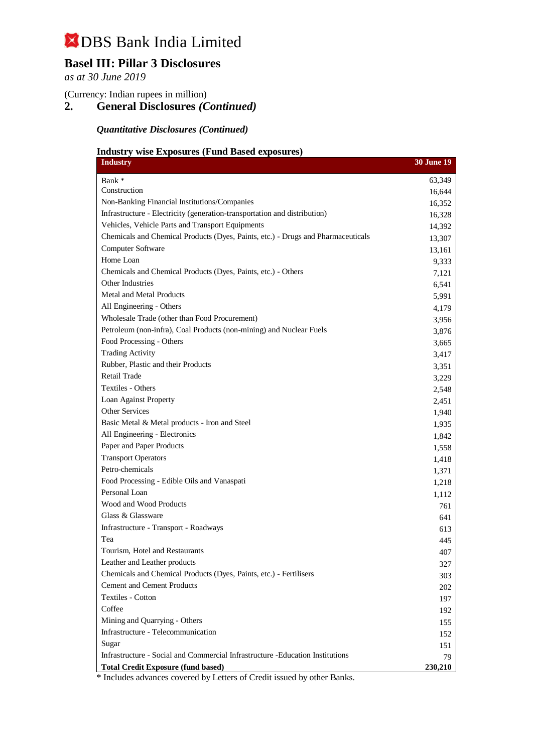# DBS Bank India Limited

## Basel III: Pillar 3 Disclosures

*as at 30 June 2019*

(Currency: Indian rupees in million)

## 2. General Disclosures *(Continued)*

***Quantitative Disclosures (Continued)***

**Industry wise Exposures (Fund Based exposures)**

| Industry | 30 June 19 |
|---|---|
| Bank * | 63,349 |
| Construction | 16,644 |
| Non-Banking Financial Institutions/Companies | 16,352 |
| Infrastructure - Electricity (generation-transportation and distribution) | 16,328 |
| Vehicles, Vehicle Parts and Transport Equipments | 14,392 |
| Chemicals and Chemical Products (Dyes, Paints, etc.) - Drugs and Pharmaceuticals | 13,307 |
| Computer Software | 13,161 |
| Home Loan | 9,333 |
| Chemicals and Chemical Products (Dyes, Paints, etc.) - Others | 7,121 |
| Other Industries | 6,541 |
| Metal and Metal Products | 5,991 |
| All Engineering - Others | 4,179 |
| Wholesale Trade (other than Food Procurement) | 3,956 |
| Petroleum (non-infra), Coal Products (non-mining) and Nuclear Fuels | 3,876 |
| Food Processing - Others | 3,665 |
| Trading Activity | 3,417 |
| Rubber, Plastic and their Products | 3,351 |
| Retail Trade | 3,229 |
| Textiles - Others | 2,548 |
| Loan Against Property | 2,451 |
| Other Services | 1,940 |
| Basic Metal & Metal products - Iron and Steel | 1,935 |
| All Engineering - Electronics | 1,842 |
| Paper and Paper Products | 1,558 |
| Transport Operators | 1,418 |
| Petro-chemicals | 1,371 |
| Food Processing - Edible Oils and Vanaspati | 1,218 |
| Personal Loan | 1,112 |
| Wood and Wood Products | 761 |
| Glass & Glassware | 641 |
| Infrastructure - Transport - Roadways | 613 |
| Tea | 445 |
| Tourism, Hotel and Restaurants | 407 |
| Leather and Leather products | 327 |
| Chemicals and Chemical Products (Dyes, Paints, etc.) - Fertilisers | 303 |
| Cement and Cement Products | 202 |
| Textiles - Cotton | 197 |
| Coffee | 192 |
| Mining and Quarrying - Others | 155 |
| Infrastructure - Telecommunication | 152 |
| Sugar | 151 |
| Infrastructure - Social and Commercial Infrastructure -Education Institutions | 79 |
| **Total Credit Exposure (fund based)** | **230,210** |

* Includes advances covered by Letters of Credit issued by other Banks.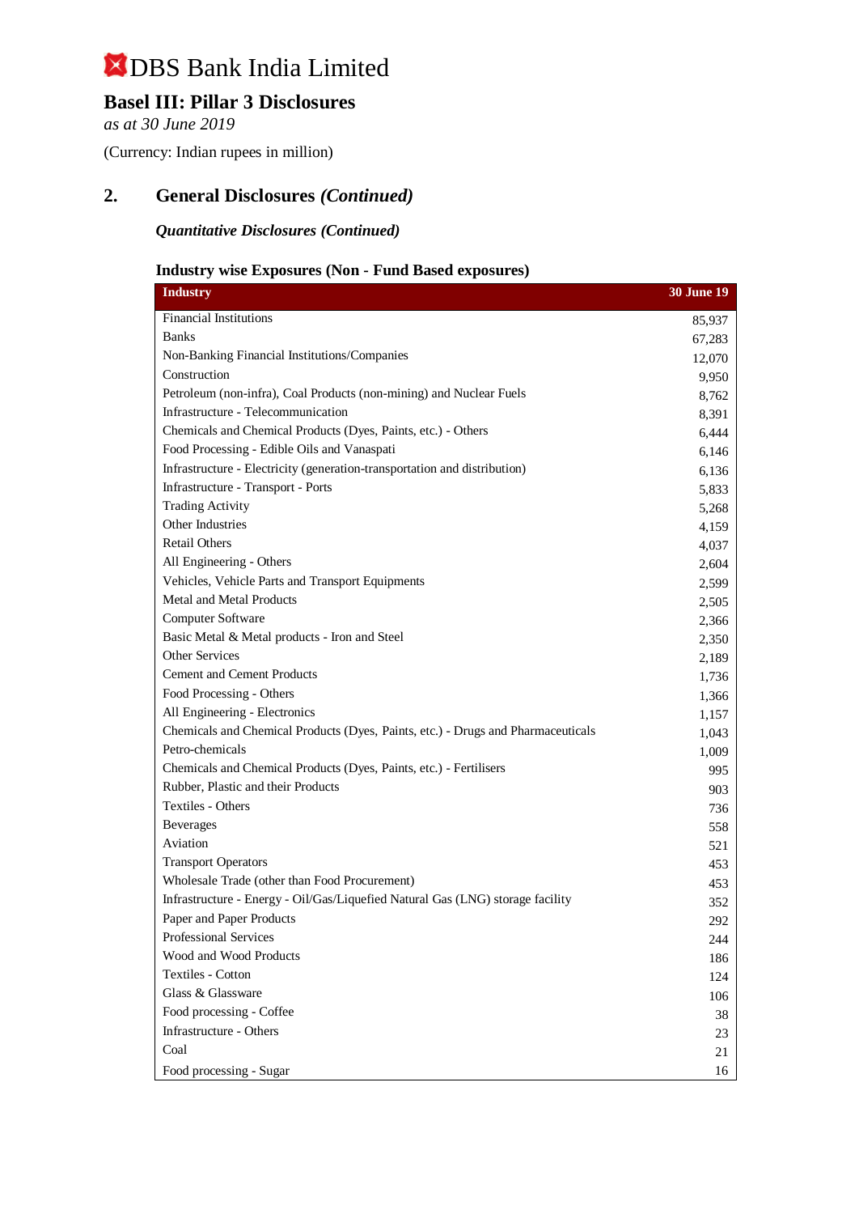# DBS Bank India Limited

## Basel III: Pillar 3 Disclosures

*as at 30 June 2019*

(Currency: Indian rupees in million)

## 2. General Disclosures *(Continued)*

### *Quantitative Disclosures (Continued)*

### Industry wise Exposures (Non - Fund Based exposures)

| Industry | 30 June 19 |
|---|---|
| Financial Institutions | 85,937 |
| Banks | 67,283 |
| Non-Banking Financial Institutions/Companies | 12,070 |
| Construction | 9,950 |
| Petroleum (non-infra), Coal Products (non-mining) and Nuclear Fuels | 8,762 |
| Infrastructure - Telecommunication | 8,391 |
| Chemicals and Chemical Products (Dyes, Paints, etc.) - Others | 6,444 |
| Food Processing - Edible Oils and Vanaspati | 6,146 |
| Infrastructure - Electricity (generation-transportation and distribution) | 6,136 |
| Infrastructure - Transport - Ports | 5,833 |
| Trading Activity | 5,268 |
| Other Industries | 4,159 |
| Retail Others | 4,037 |
| All Engineering - Others | 2,604 |
| Vehicles, Vehicle Parts and Transport Equipments | 2,599 |
| Metal and Metal Products | 2,505 |
| Computer Software | 2,366 |
| Basic Metal & Metal products - Iron and Steel | 2,350 |
| Other Services | 2,189 |
| Cement and Cement Products | 1,736 |
| Food Processing - Others | 1,366 |
| All Engineering - Electronics | 1,157 |
| Chemicals and Chemical Products (Dyes, Paints, etc.) - Drugs and Pharmaceuticals | 1,043 |
| Petro-chemicals | 1,009 |
| Chemicals and Chemical Products (Dyes, Paints, etc.) - Fertilisers | 995 |
| Rubber, Plastic and their Products | 903 |
| Textiles - Others | 736 |
| Beverages | 558 |
| Aviation | 521 |
| Transport Operators | 453 |
| Wholesale Trade (other than Food Procurement) | 453 |
| Infrastructure - Energy - Oil/Gas/Liquefied Natural Gas (LNG) storage facility | 352 |
| Paper and Paper Products | 292 |
| Professional Services | 244 |
| Wood and Wood Products | 186 |
| Textiles - Cotton | 124 |
| Glass & Glassware | 106 |
| Food processing - Coffee | 38 |
| Infrastructure - Others | 23 |
| Coal | 21 |
| Food processing - Sugar | 16 |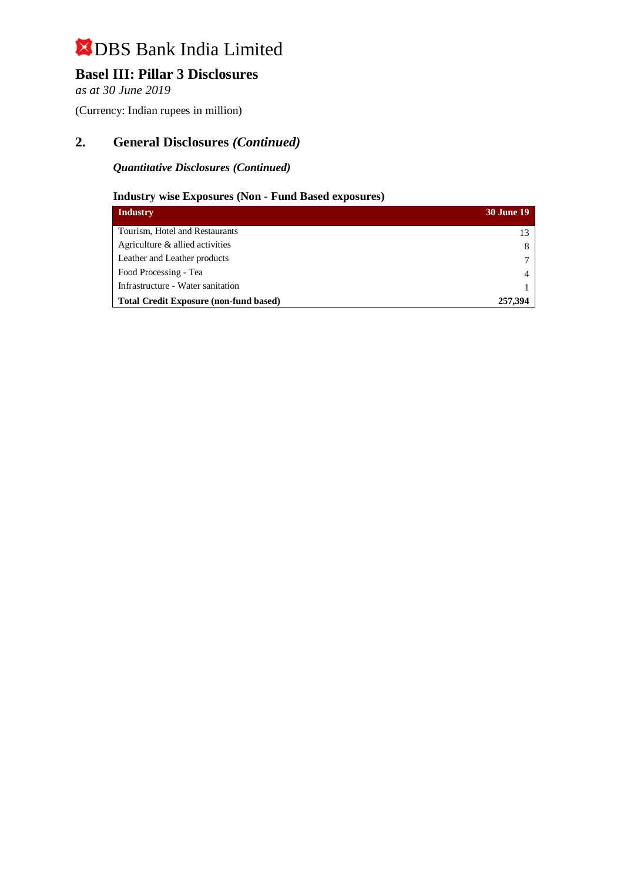# DBS Bank India Limited

## Basel III: Pillar 3 Disclosures

*as at 30 June 2019*

(Currency: Indian rupees in million)

## 2. General Disclosures *(Continued)*

***Quantitative Disclosures (Continued)***

### Industry wise Exposures (Non - Fund Based exposures)

| Industry | 30 June 19 |
|---|---|
| Tourism, Hotel and Restaurants | 13 |
| Agriculture & allied activities | 8 |
| Leather and Leather products | 7 |
| Food Processing - Tea | 4 |
| Infrastructure - Water sanitation | 1 |
| **Total Credit Exposure (non-fund based)** | **257,394** |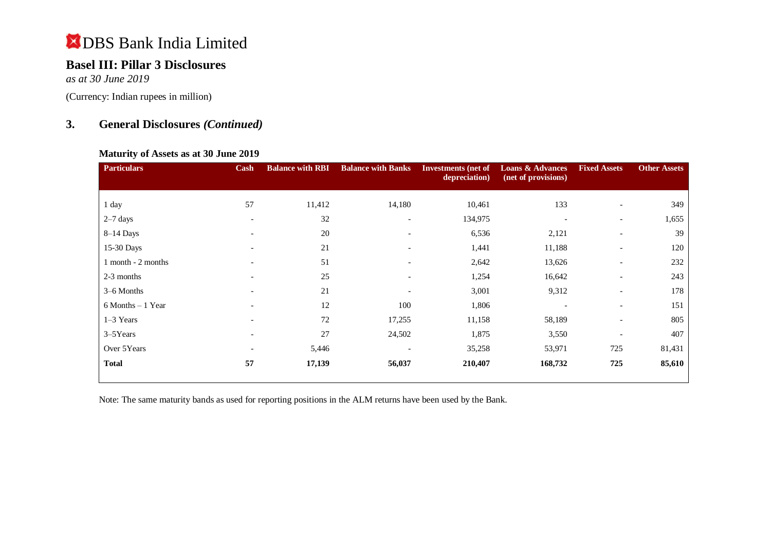# DBS Bank India Limited

## Basel III: Pillar 3 Disclosures

*as at 30 June 2019*

(Currency: Indian rupees in million)

## 3. General Disclosures *(Continued)*

### Maturity of Assets as at 30 June 2019

| Particulars | Cash | Balance with RBI | Balance with Banks | Investments (net of depreciation) | Loans & Advances (net of provisions) | Fixed Assets | Other Assets |
|---|---|---|---|---|---|---|---|
| 1 day | 57 | 11,412 | 14,180 | 10,461 | 133 | - | 349 |
| 2–7 days | - | 32 | - | 134,975 | - | - | 1,655 |
| 8–14 Days | - | 20 | - | 6,536 | 2,121 | - | 39 |
| 15-30 Days | - | 21 | - | 1,441 | 11,188 | - | 120 |
| 1 month - 2 months | - | 51 | - | 2,642 | 13,626 | - | 232 |
| 2-3 months | - | 25 | - | 1,254 | 16,642 | - | 243 |
| 3–6 Months | - | 21 | - | 3,001 | 9,312 | - | 178 |
| 6 Months – 1 Year | - | 12 | 100 | 1,806 | - | - | 151 |
| 1–3 Years | - | 72 | 17,255 | 11,158 | 58,189 | - | 805 |
| 3–5Years | - | 27 | 24,502 | 1,875 | 3,550 | - | 407 |
| Over 5Years | - | 5,446 | - | 35,258 | 53,971 | 725 | 81,431 |
| **Total** | **57** | **17,139** | **56,037** | **210,407** | **168,732** | **725** | **85,610** |

Note: The same maturity bands as used for reporting positions in the ALM returns have been used by the Bank.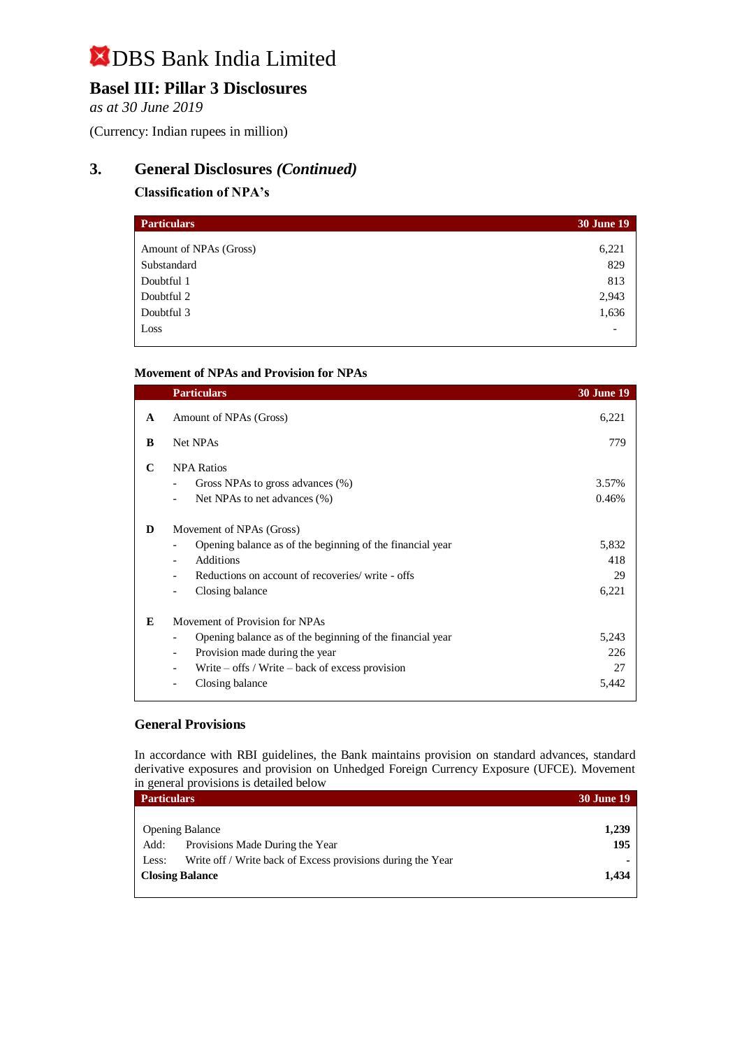# DBS Bank India Limited

## Basel III: Pillar 3 Disclosures

*as at 30 June 2019*

(Currency: Indian rupees in million)

## 3. General Disclosures *(Continued)*

### Classification of NPA's

| Particulars | 30 June 19 |
|---|---|
| Amount of NPAs (Gross) | 6,221 |
| Substandard | 829 |
| Doubtful 1 | 813 |
| Doubtful 2 | 2,943 |
| Doubtful 3 | 1,636 |
| Loss | - |

### Movement of NPAs and Provision for NPAs

| | Particulars | 30 June 19 |
|---|---|---|
| **A** | Amount of NPAs (Gross) | 6,221 |
| **B** | Net NPAs | 779 |
| **C** | NPA Ratios | |
| | - Gross NPAs to gross advances (%) | 3.57% |
| | - Net NPAs to net advances (%) | 0.46% |
| **D** | Movement of NPAs (Gross) | |
| | - Opening balance as of the beginning of the financial year | 5,832 |
| | - Additions | 418 |
| | - Reductions on account of recoveries/ write - offs | 29 |
| | - Closing balance | 6,221 |
| **E** | Movement of Provision for NPAs | |
| | - Opening balance as of the beginning of the financial year | 5,243 |
| | - Provision made during the year | 226 |
| | - Write – offs / Write – back of excess provision | 27 |
| | - Closing balance | 5,442 |

### General Provisions

In accordance with RBI guidelines, the Bank maintains provision on standard advances, standard derivative exposures and provision on Unhedged Foreign Currency Exposure (UFCE). Movement in general provisions is detailed below

| Particulars | 30 June 19 |
|---|---|
| Opening Balance | **1,239** |
| Add: Provisions Made During the Year | **195** |
| Less: Write off / Write back of Excess provisions during the Year | **-** |
| **Closing Balance** | **1,434** |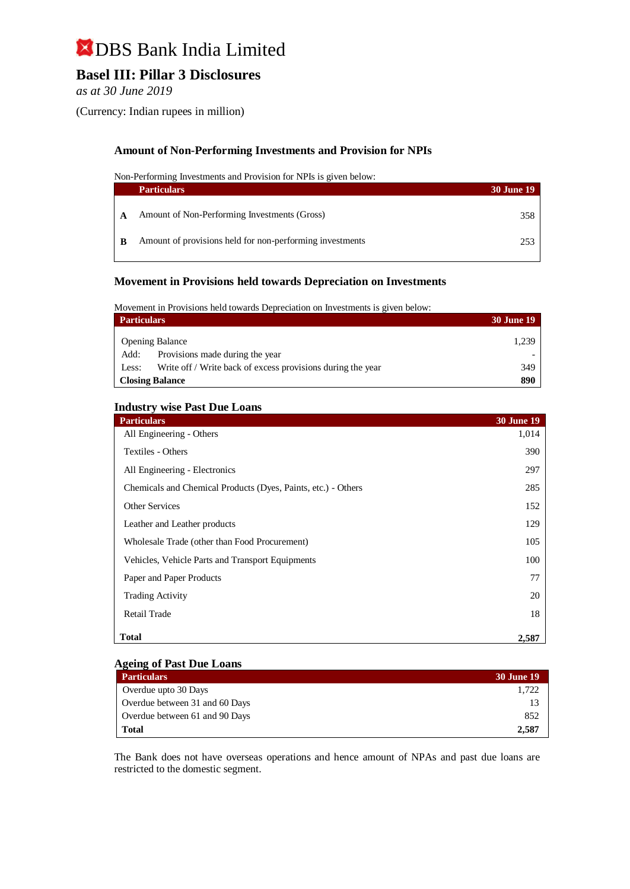# DBS Bank India Limited

## Basel III: Pillar 3 Disclosures

*as at 30 June 2019*

(Currency: Indian rupees in million)

### Amount of Non-Performing Investments and Provision for NPIs

Non-Performing Investments and Provision for NPIs is given below:

| | Particulars | 30 June 19 |
|---|---|---|
| **A** | Amount of Non-Performing Investments (Gross) | 358 |
| **B** | Amount of provisions held for non-performing investments | 253 |

### Movement in Provisions held towards Depreciation on Investments

Movement in Provisions held towards Depreciation on Investments is given below:

| Particulars | 30 June 19 |
|---|---|
| Opening Balance | 1,239 |
| Add: Provisions made during the year | - |
| Less: Write off / Write back of excess provisions during the year | 349 |
| **Closing Balance** | **890** |

### Industry wise Past Due Loans

| Particulars | 30 June 19 |
|---|---|
| All Engineering - Others | 1,014 |
| Textiles - Others | 390 |
| All Engineering - Electronics | 297 |
| Chemicals and Chemical Products (Dyes, Paints, etc.) - Others | 285 |
| Other Services | 152 |
| Leather and Leather products | 129 |
| Wholesale Trade (other than Food Procurement) | 105 |
| Vehicles, Vehicle Parts and Transport Equipments | 100 |
| Paper and Paper Products | 77 |
| Trading Activity | 20 |
| Retail Trade | 18 |
| **Total** | **2,587** |

### Ageing of Past Due Loans

| Particulars | 30 June 19 |
|---|---|
| Overdue upto 30 Days | 1,722 |
| Overdue between 31 and 60 Days | 13 |
| Overdue between 61 and 90 Days | 852 |
| **Total** | **2,587** |

The Bank does not have overseas operations and hence amount of NPAs and past due loans are restricted to the domestic segment.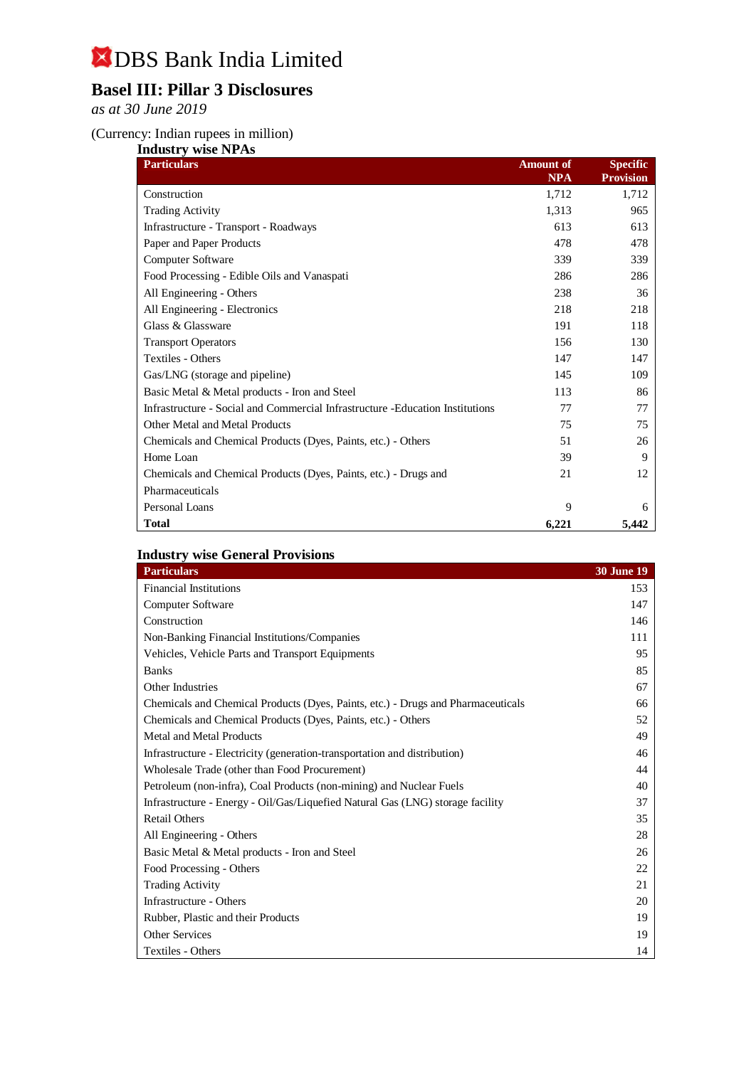# DBS Bank India Limited

## Basel III: Pillar 3 Disclosures

*as at 30 June 2019*

(Currency: Indian rupees in million)

### Industry wise NPAs

| Particulars | Amount of NPA | Specific Provision |
|---|---|---|
| Construction | 1,712 | 1,712 |
| Trading Activity | 1,313 | 965 |
| Infrastructure - Transport - Roadways | 613 | 613 |
| Paper and Paper Products | 478 | 478 |
| Computer Software | 339 | 339 |
| Food Processing - Edible Oils and Vanaspati | 286 | 286 |
| All Engineering - Others | 238 | 36 |
| All Engineering - Electronics | 218 | 218 |
| Glass & Glassware | 191 | 118 |
| Transport Operators | 156 | 130 |
| Textiles - Others | 147 | 147 |
| Gas/LNG (storage and pipeline) | 145 | 109 |
| Basic Metal & Metal products - Iron and Steel | 113 | 86 |
| Infrastructure - Social and Commercial Infrastructure -Education Institutions | 77 | 77 |
| Other Metal and Metal Products | 75 | 75 |
| Chemicals and Chemical Products (Dyes, Paints, etc.) - Others | 51 | 26 |
| Home Loan | 39 | 9 |
| Chemicals and Chemical Products (Dyes, Paints, etc.) - Drugs and Pharmaceuticals | 21 | 12 |
| Personal Loans | 9 | 6 |
| **Total** | **6,221** | **5,442** |

### Industry wise General Provisions

| Particulars | 30 June 19 |
|---|---|
| Financial Institutions | 153 |
| Computer Software | 147 |
| Construction | 146 |
| Non-Banking Financial Institutions/Companies | 111 |
| Vehicles, Vehicle Parts and Transport Equipments | 95 |
| Banks | 85 |
| Other Industries | 67 |
| Chemicals and Chemical Products (Dyes, Paints, etc.) - Drugs and Pharmaceuticals | 66 |
| Chemicals and Chemical Products (Dyes, Paints, etc.) - Others | 52 |
| Metal and Metal Products | 49 |
| Infrastructure - Electricity (generation-transportation and distribution) | 46 |
| Wholesale Trade (other than Food Procurement) | 44 |
| Petroleum (non-infra), Coal Products (non-mining) and Nuclear Fuels | 40 |
| Infrastructure - Energy - Oil/Gas/Liquefied Natural Gas (LNG) storage facility | 37 |
| Retail Others | 35 |
| All Engineering - Others | 28 |
| Basic Metal & Metal products - Iron and Steel | 26 |
| Food Processing - Others | 22 |
| Trading Activity | 21 |
| Infrastructure - Others | 20 |
| Rubber, Plastic and their Products | 19 |
| Other Services | 19 |
| Textiles - Others | 14 |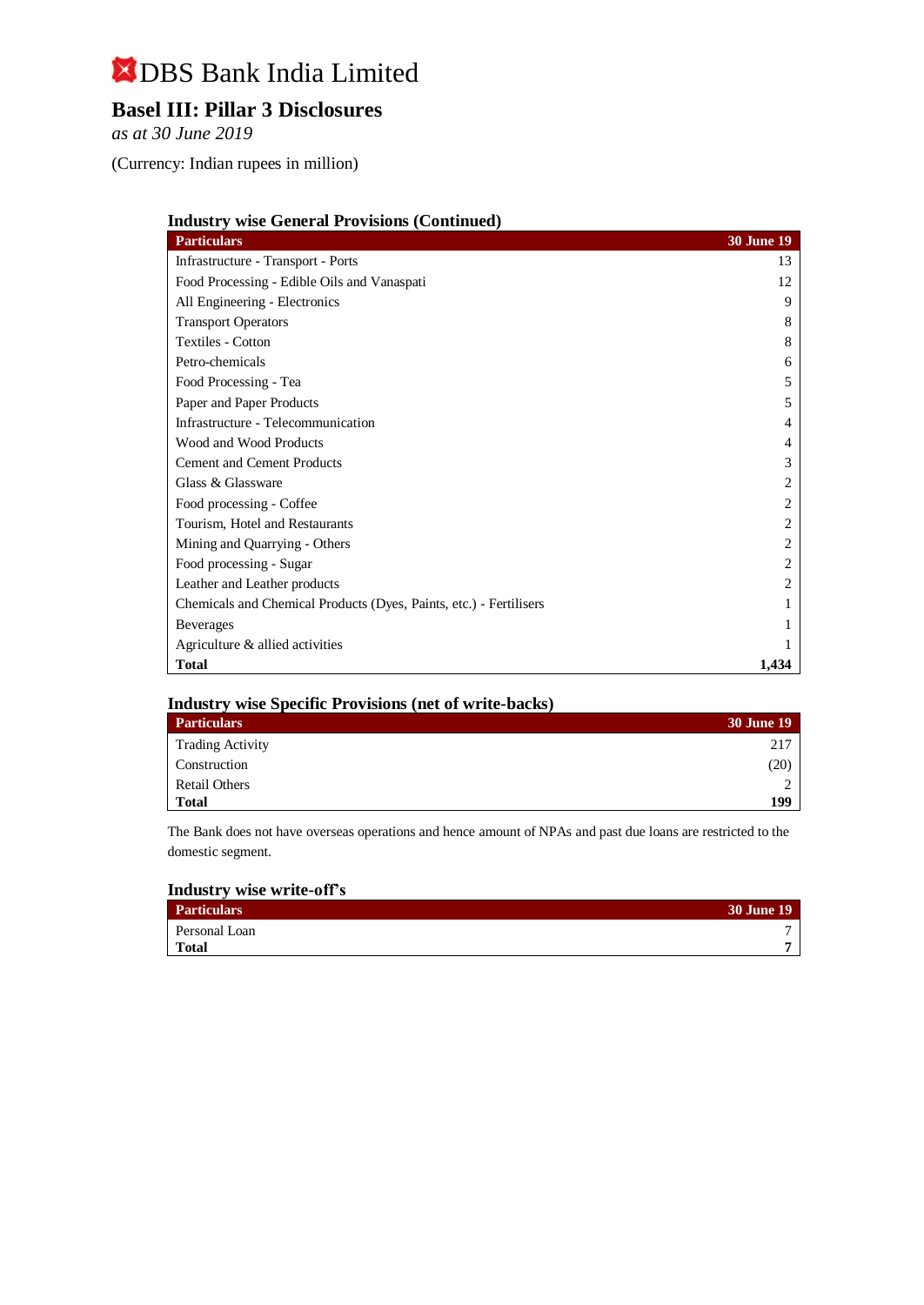# DBS Bank India Limited

## Basel III: Pillar 3 Disclosures

*as at 30 June 2019*

(Currency: Indian rupees in million)

### Industry wise General Provisions (Continued)

| Particulars | 30 June 19 |
|---|---|
| Infrastructure - Transport - Ports | 13 |
| Food Processing - Edible Oils and Vanaspati | 12 |
| All Engineering - Electronics | 9 |
| Transport Operators | 8 |
| Textiles - Cotton | 8 |
| Petro-chemicals | 6 |
| Food Processing - Tea | 5 |
| Paper and Paper Products | 5 |
| Infrastructure - Telecommunication | 4 |
| Wood and Wood Products | 4 |
| Cement and Cement Products | 3 |
| Glass & Glassware | 2 |
| Food processing - Coffee | 2 |
| Tourism, Hotel and Restaurants | 2 |
| Mining and Quarrying - Others | 2 |
| Food processing - Sugar | 2 |
| Leather and Leather products | 2 |
| Chemicals and Chemical Products (Dyes, Paints, etc.) - Fertilisers | 1 |
| Beverages | 1 |
| Agriculture & allied activities | 1 |
| **Total** | **1,434** |

### Industry wise Specific Provisions (net of write-backs)

| Particulars | 30 June 19 |
|---|---|
| Trading Activity | 217 |
| Construction | (20) |
| Retail Others | 2 |
| **Total** | **199** |

The Bank does not have overseas operations and hence amount of NPAs and past due loans are restricted to the domestic segment.

### Industry wise write-off's

| Particulars | 30 June 19 |
|---|---|
| Personal Loan | 7 |
| **Total** | **7** |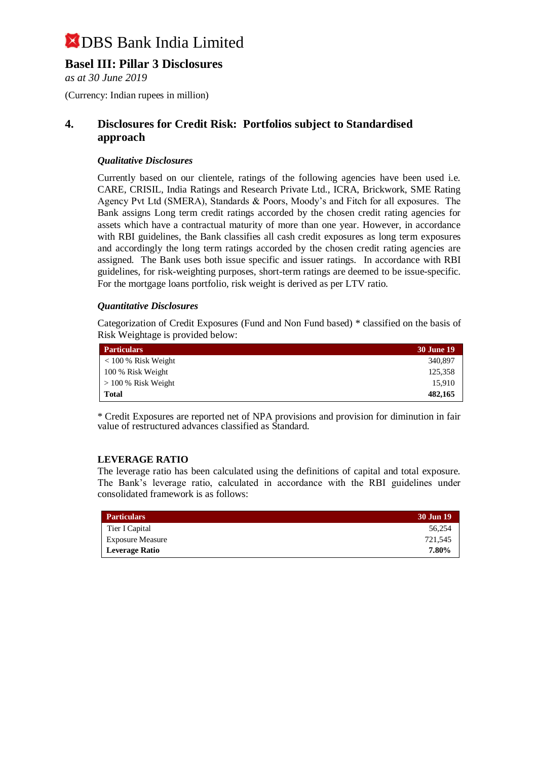# DBS Bank India Limited

## Basel III: Pillar 3 Disclosures

*as at 30 June 2019*

(Currency: Indian rupees in million)

## 4. Disclosures for Credit Risk: Portfolios subject to Standardised approach

***Qualitative Disclosures***

Currently based on our clientele, ratings of the following agencies have been used i.e. CARE, CRISIL, India Ratings and Research Private Ltd., ICRA, Brickwork, SME Rating Agency Pvt Ltd (SMERA), Standards & Poors, Moody's and Fitch for all exposures. The Bank assigns Long term credit ratings accorded by the chosen credit rating agencies for assets which have a contractual maturity of more than one year. However, in accordance with RBI guidelines, the Bank classifies all cash credit exposures as long term exposures and accordingly the long term ratings accorded by the chosen credit rating agencies are assigned. The Bank uses both issue specific and issuer ratings. In accordance with RBI guidelines, for risk-weighting purposes, short-term ratings are deemed to be issue-specific. For the mortgage loans portfolio, risk weight is derived as per LTV ratio.

***Quantitative Disclosures***

Categorization of Credit Exposures (Fund and Non Fund based) * classified on the basis of Risk Weightage is provided below:

| Particulars | 30 June 19 |
|---|---|
| < 100 % Risk Weight | 340,897 |
| 100 % Risk Weight | 125,358 |
| > 100 % Risk Weight | 15,910 |
| **Total** | **482,165** |

* Credit Exposures are reported net of NPA provisions and provision for diminution in fair value of restructured advances classified as Standard.

**LEVERAGE RATIO**

The leverage ratio has been calculated using the definitions of capital and total exposure. The Bank's leverage ratio, calculated in accordance with the RBI guidelines under consolidated framework is as follows:

| Particulars | 30 Jun 19 |
|---|---|
| Tier I Capital | 56,254 |
| Exposure Measure | 721,545 |
| **Leverage Ratio** | **7.80%** |